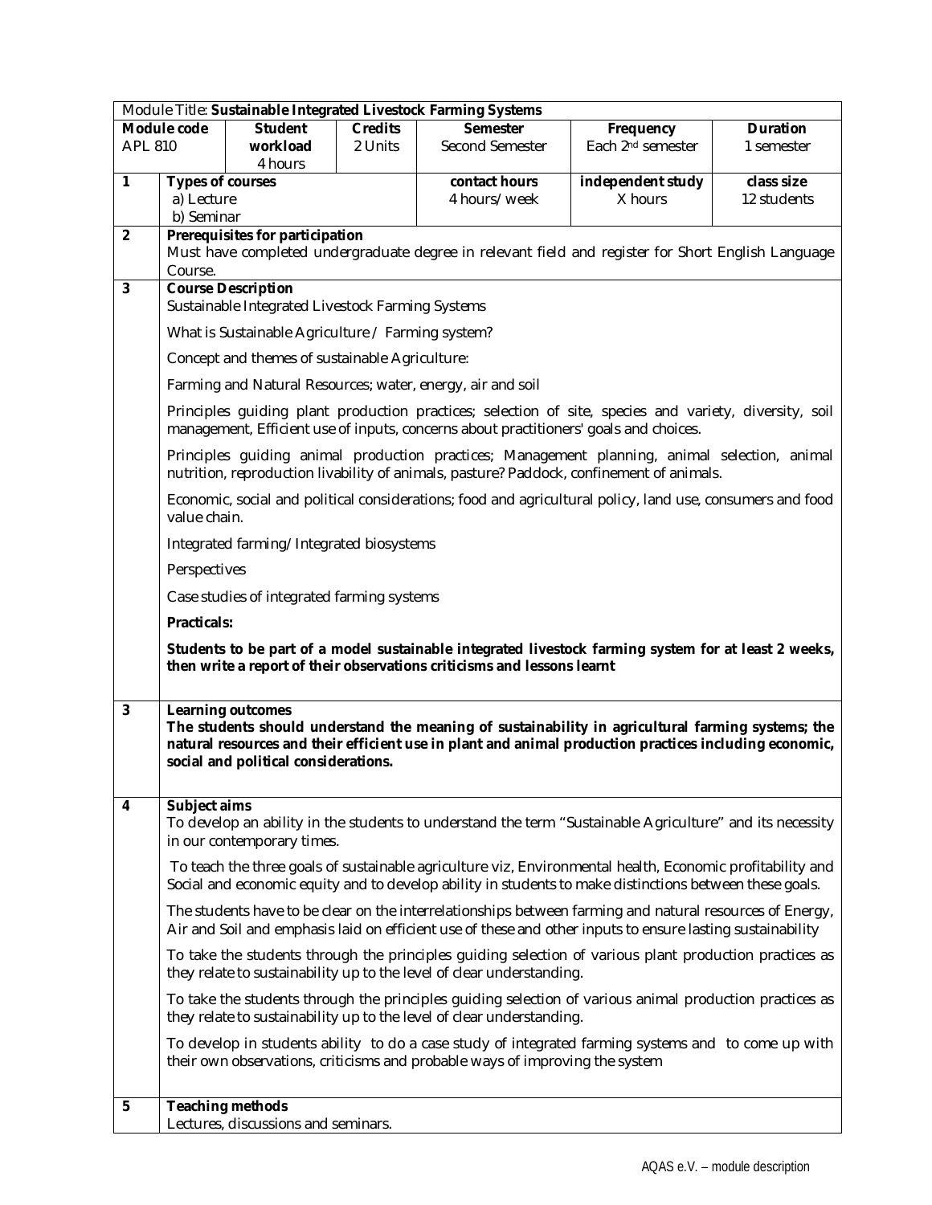Module Title: **Sustainable Integrated Livestock Farming Systems**

| Module code | Student workload | Credits | Semester | Frequency | Duration |
|---|---|---|---|---|---|
| APL 810 | 4 hours | 2 Units | Second Semester | Each 2nd semester | 1 semester |

| | Types of courses | contact hours | independent study | class size |
|---|---|---|---|---|
| **1** | a) Lecture<br>b) Seminar | 4 hours/ week | X hours | 12 students |

**2 Prerequisites for participation**

Must have completed undergraduate degree in relevant field and register for Short English Language Course.

**3 Course Description**

Sustainable Integrated Livestock Farming Systems

What is Sustainable Agriculture / Farming system?

Concept and themes of sustainable Agriculture:

Farming and Natural Resources; water, energy, air and soil

Principles guiding plant production practices; selection of site, species and variety, diversity, soil management, Efficient use of inputs, concerns about practitioners' goals and choices.

Principles guiding animal production practices; Management planning, animal selection, animal nutrition, reproduction livability of animals, pasture? Paddock, confinement of animals.

Economic, social and political considerations; food and agricultural policy, land use, consumers and food value chain.

Integrated farming/ Integrated biosystems

Perspectives

Case studies of integrated farming systems

**Practicals:**

**Students to be part of a model sustainable integrated livestock farming system for at least 2 weeks, then write a report of their observations criticisms and lessons learnt**

**3 Learning outcomes**

**The students should understand the meaning of sustainability in agricultural farming systems; the natural resources and their efficient use in plant and animal production practices including economic, social and political considerations.**

**4 Subject aims**

To develop an ability in the students to understand the term "Sustainable Agriculture" and its necessity in our contemporary times.

To teach the three goals of sustainable agriculture viz, Environmental health, Economic profitability and Social and economic equity and to develop ability in students to make distinctions between these goals.

The students have to be clear on the interrelationships between farming and natural resources of Energy, Air and Soil and emphasis laid on efficient use of these and other inputs to ensure lasting sustainability

To take the students through the principles guiding selection of various plant production practices as they relate to sustainability up to the level of clear understanding.

To take the students through the principles guiding selection of various animal production practices as they relate to sustainability up to the level of clear understanding.

To develop in students ability to do a case study of integrated farming systems and to come up with their own observations, criticisms and probable ways of improving the system

**5 Teaching methods**

Lectures, discussions and seminars.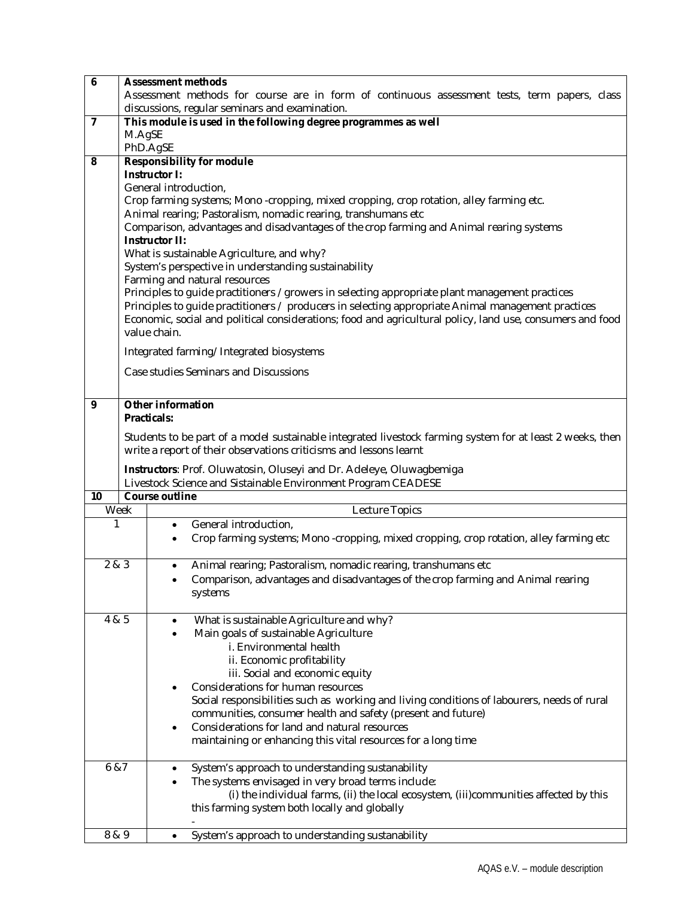| | |
|---|---|
| **6** | **Assessment methods**<br>Assessment methods for course are in form of continuous assessment tests, term papers, class discussions, regular seminars and examination. |
| **7** | **This module is used in the following degree programmes as well**<br>M.AgSE<br>PhD.AgSE |
| **8** | **Responsibility for module**<br>**Instructor I:**<br>General introduction,<br>Crop farming systems; Mono -cropping, mixed cropping, crop rotation, alley farming etc.<br>Animal rearing; Pastoralism, nomadic rearing, transhumans etc<br>Comparison, advantages and disadvantages of the crop farming and Animal rearing systems<br>**Instructor II:**<br>What is sustainable Agriculture, and why?<br>System's perspective in understanding sustainability<br>Farming and natural resources<br>Principles to guide practitioners / growers in selecting appropriate plant management practices<br>Principles to guide practitioners / producers in selecting appropriate Animal management practices<br>Economic, social and political considerations; food and agricultural policy, land use, consumers and food value chain.<br>Integrated farming/ Integrated biosystems<br>Case studies Seminars and Discussions |
| **9** | **Other information**<br>**Practicals:**<br>Students to be part of a model sustainable integrated livestock farming system for at least 2 weeks, then write a report of their observations criticisms and lessons learnt<br>**Instructors**: Prof. Oluwatosin, Oluseyi and Dr. Adeleye, Oluwagbemiga<br>Livestock Science and Sistainable Environment Program CEADESE |
| **10** | **Course outline** |

| Week | Lecture Topics |
|---|---|
| 1 | • General introduction,<br>• Crop farming systems; Mono -cropping, mixed cropping, crop rotation, alley farming etc |
| 2 & 3 | • Animal rearing; Pastoralism, nomadic rearing, transhumans etc<br>• Comparison, advantages and disadvantages of the crop farming and Animal rearing systems |
| 4 & 5 | • What is sustainable Agriculture and why?<br>• Main goals of sustainable Agriculture<br>i. Environmental health<br>ii. Economic profitability<br>iii. Social and economic equity<br>• Considerations for human resources<br>Social responsibilities such as working and living conditions of labourers, needs of rural communities, consumer health and safety (present and future)<br>• Considerations for land and natural resources<br>maintaining or enhancing this vital resources for a long time |
| 6 &7 | • System's approach to understanding sustanability<br>• The systems envisaged in very broad terms include:<br>(i) the individual farms, (ii) the local ecosystem, (iii)communities affected by this this farming system both locally and globally<br>- |
| 8 & 9 | • System's approach to understanding sustanability |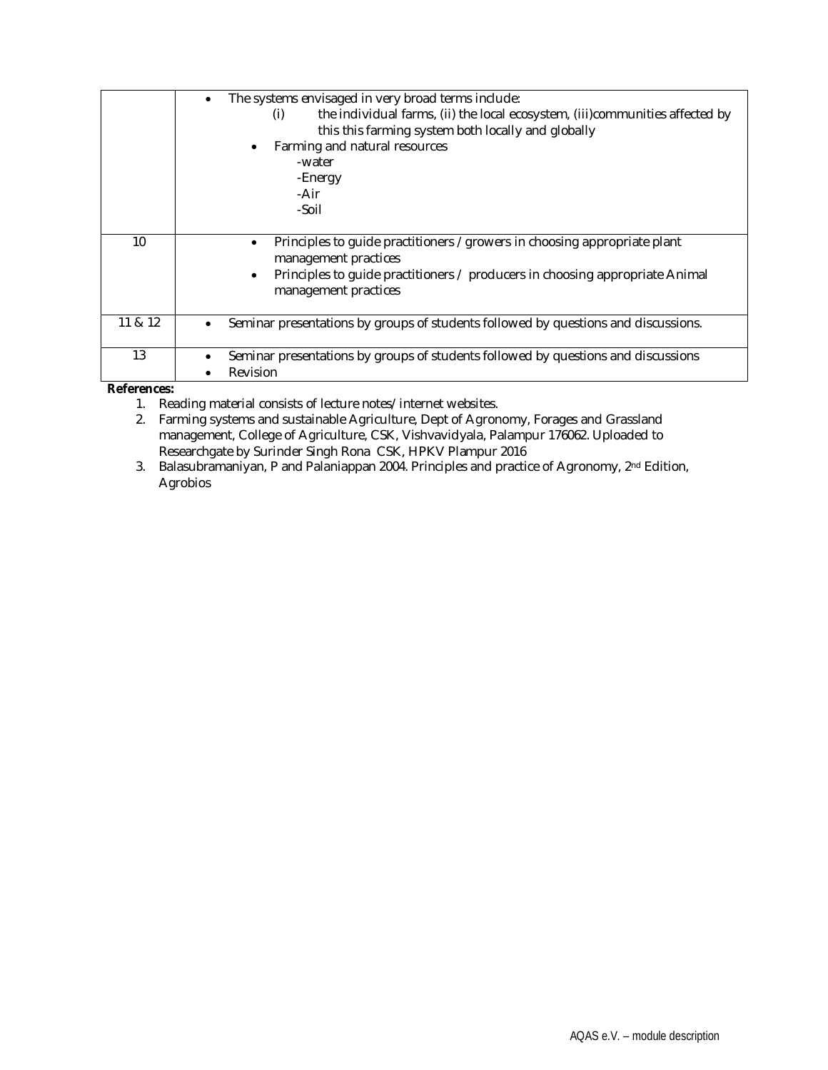| | |
|---|---|
| | • The systems envisaged in very broad terms include:<br>(i) the individual farms, (ii) the local ecosystem, (iii)communities affected by this this farming system both locally and globally<br>• Farming and natural resources<br>-water<br>-Energy<br>-Air<br>-Soil |
| 10 | • Principles to guide practitioners / growers in choosing appropriate plant management practices<br>• Principles to guide practitioners / producers in choosing appropriate Animal management practices |
| 11 & 12 | • Seminar presentations by groups of students followed by questions and discussions. |
| 13 | • Seminar presentations by groups of students followed by questions and discussions<br>• Revision |

**References:**

1. Reading material consists of lecture notes/ internet websites.
2. Farming systems and sustainable Agriculture, Dept of Agronomy, Forages and Grassland management, College of Agriculture, CSK, Vishvavidyala, Palampur 176062. Uploaded to Researchgate by Surinder Singh Rona CSK, HPKV Plampur 2016
3. Balasubramaniyan, P and Palaniappan 2004. Principles and practice of Agronomy, 2nd Edition, Agrobios